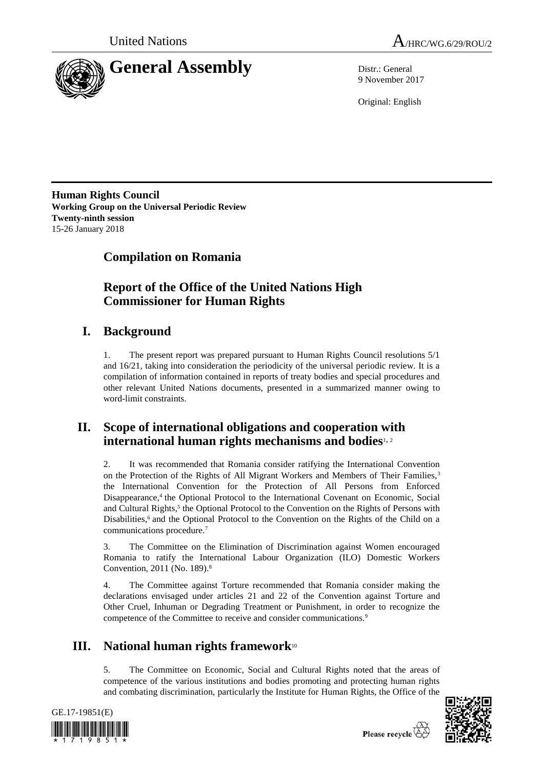United Nations A/HRC/WG.6/29/ROU/2

# General Assembly

Distr.: General
9 November 2017

Original: English

**Human Rights Council**
**Working Group on the Universal Periodic Review**
**Twenty-ninth session**
15-26 January 2018

## Compilation on Romania

## Report of the Office of the United Nations High Commissioner for Human Rights

## I. Background

1. The present report was prepared pursuant to Human Rights Council resolutions 5/1 and 16/21, taking into consideration the periodicity of the universal periodic review. It is a compilation of information contained in reports of treaty bodies and special procedures and other relevant United Nations documents, presented in a summarized manner owing to word-limit constraints.

## II. Scope of international obligations and cooperation with international human rights mechanisms and bodies[1, 2]

2. It was recommended that Romania consider ratifying the International Convention on the Protection of the Rights of All Migrant Workers and Members of Their Families,[3] the International Convention for the Protection of All Persons from Enforced Disappearance,[4] the Optional Protocol to the International Covenant on Economic, Social and Cultural Rights,[5] the Optional Protocol to the Convention on the Rights of Persons with Disabilities,[6] and the Optional Protocol to the Convention on the Rights of the Child on a communications procedure.[7]

3. The Committee on the Elimination of Discrimination against Women encouraged Romania to ratify the International Labour Organization (ILO) Domestic Workers Convention, 2011 (No. 189).[8]

4. The Committee against Torture recommended that Romania consider making the declarations envisaged under articles 21 and 22 of the Convention against Torture and Other Cruel, Inhuman or Degrading Treatment or Punishment, in order to recognize the competence of the Committee to receive and consider communications.[9]

## III. National human rights framework[10]

5. The Committee on Economic, Social and Cultural Rights noted that the areas of competence of the various institutions and bodies promoting and protecting human rights and combating discrimination, particularly the Institute for Human Rights, the Office of the

GE.17-19851(E)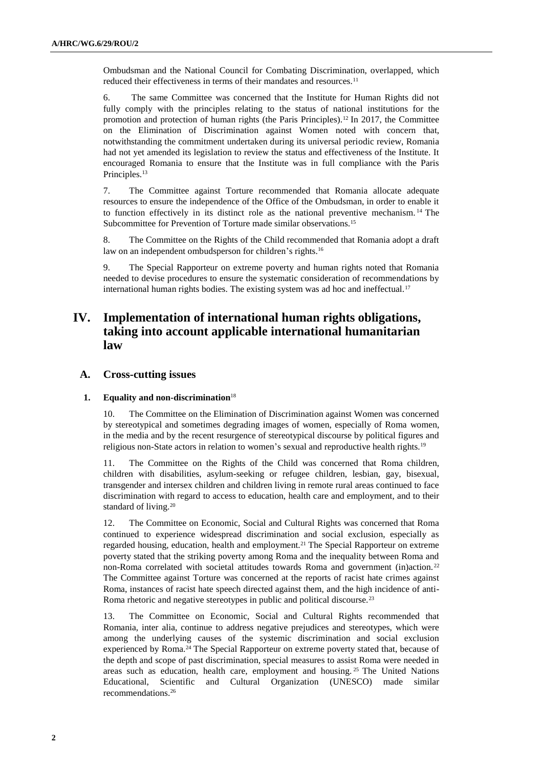Ombudsman and the National Council for Combating Discrimination, overlapped, which reduced their effectiveness in terms of their mandates and resources.[11]

6. The same Committee was concerned that the Institute for Human Rights did not fully comply with the principles relating to the status of national institutions for the promotion and protection of human rights (the Paris Principles).[12] In 2017, the Committee on the Elimination of Discrimination against Women noted with concern that, notwithstanding the commitment undertaken during its universal periodic review, Romania had not yet amended its legislation to review the status and effectiveness of the Institute. It encouraged Romania to ensure that the Institute was in full compliance with the Paris Principles.[13]

7. The Committee against Torture recommended that Romania allocate adequate resources to ensure the independence of the Office of the Ombudsman, in order to enable it to function effectively in its distinct role as the national preventive mechanism.[14] The Subcommittee for Prevention of Torture made similar observations.[15]

8. The Committee on the Rights of the Child recommended that Romania adopt a draft law on an independent ombudsperson for children's rights.[16]

9. The Special Rapporteur on extreme poverty and human rights noted that Romania needed to devise procedures to ensure the systematic consideration of recommendations by international human rights bodies. The existing system was ad hoc and ineffectual.[17]

# IV. Implementation of international human rights obligations, taking into account applicable international humanitarian law

## A. Cross-cutting issues

### 1. Equality and non-discrimination[18]

10. The Committee on the Elimination of Discrimination against Women was concerned by stereotypical and sometimes degrading images of women, especially of Roma women, in the media and by the recent resurgence of stereotypical discourse by political figures and religious non-State actors in relation to women's sexual and reproductive health rights.[19]

11. The Committee on the Rights of the Child was concerned that Roma children, children with disabilities, asylum-seeking or refugee children, lesbian, gay, bisexual, transgender and intersex children and children living in remote rural areas continued to face discrimination with regard to access to education, health care and employment, and to their standard of living.[20]

12. The Committee on Economic, Social and Cultural Rights was concerned that Roma continued to experience widespread discrimination and social exclusion, especially as regarded housing, education, health and employment.[21] The Special Rapporteur on extreme poverty stated that the striking poverty among Roma and the inequality between Roma and non-Roma correlated with societal attitudes towards Roma and government (in)action.[22] The Committee against Torture was concerned at the reports of racist hate crimes against Roma, instances of racist hate speech directed against them, and the high incidence of anti-Roma rhetoric and negative stereotypes in public and political discourse.[23]

13. The Committee on Economic, Social and Cultural Rights recommended that Romania, inter alia, continue to address negative prejudices and stereotypes, which were among the underlying causes of the systemic discrimination and social exclusion experienced by Roma.[24] The Special Rapporteur on extreme poverty stated that, because of the depth and scope of past discrimination, special measures to assist Roma were needed in areas such as education, health care, employment and housing.[25] The United Nations Educational, Scientific and Cultural Organization (UNESCO) made similar recommendations.[26]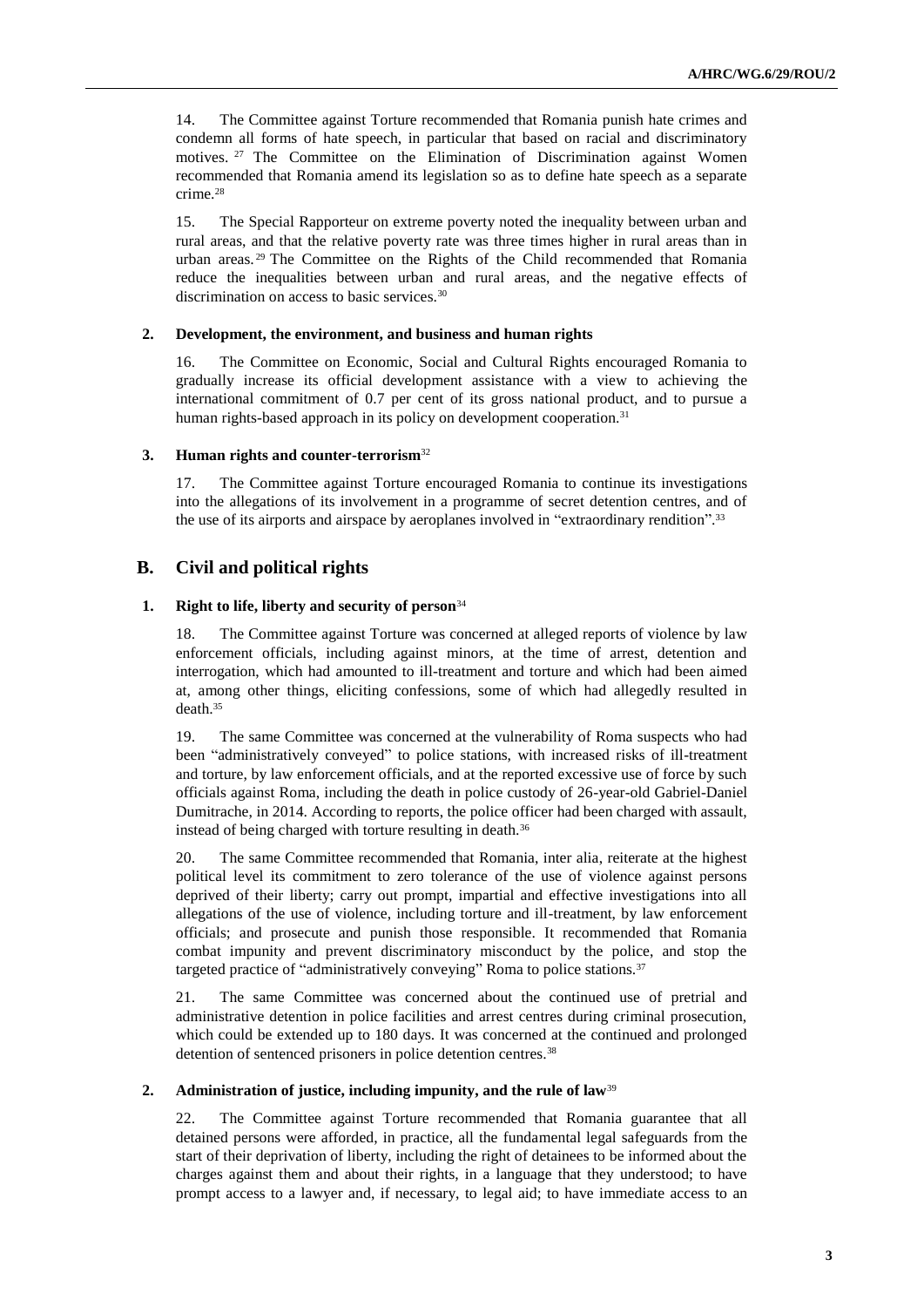14. The Committee against Torture recommended that Romania punish hate crimes and condemn all forms of hate speech, in particular that based on racial and discriminatory motives.[27] The Committee on the Elimination of Discrimination against Women recommended that Romania amend its legislation so as to define hate speech as a separate crime.[28]

15. The Special Rapporteur on extreme poverty noted the inequality between urban and rural areas, and that the relative poverty rate was three times higher in rural areas than in urban areas.[29] The Committee on the Rights of the Child recommended that Romania reduce the inequalities between urban and rural areas, and the negative effects of discrimination on access to basic services.[30]

### 2. Development, the environment, and business and human rights

16. The Committee on Economic, Social and Cultural Rights encouraged Romania to gradually increase its official development assistance with a view to achieving the international commitment of 0.7 per cent of its gross national product, and to pursue a human rights-based approach in its policy on development cooperation.[31]

### 3. Human rights and counter-terrorism[32]

17. The Committee against Torture encouraged Romania to continue its investigations into the allegations of its involvement in a programme of secret detention centres, and of the use of its airports and airspace by aeroplanes involved in "extraordinary rendition".[33]

## B. Civil and political rights

### 1. Right to life, liberty and security of person[34]

18. The Committee against Torture was concerned at alleged reports of violence by law enforcement officials, including against minors, at the time of arrest, detention and interrogation, which had amounted to ill-treatment and torture and which had been aimed at, among other things, eliciting confessions, some of which had allegedly resulted in death.[35]

19. The same Committee was concerned at the vulnerability of Roma suspects who had been "administratively conveyed" to police stations, with increased risks of ill-treatment and torture, by law enforcement officials, and at the reported excessive use of force by such officials against Roma, including the death in police custody of 26-year-old Gabriel-Daniel Dumitrache, in 2014. According to reports, the police officer had been charged with assault, instead of being charged with torture resulting in death.[36]

20. The same Committee recommended that Romania, inter alia, reiterate at the highest political level its commitment to zero tolerance of the use of violence against persons deprived of their liberty; carry out prompt, impartial and effective investigations into all allegations of the use of violence, including torture and ill-treatment, by law enforcement officials; and prosecute and punish those responsible. It recommended that Romania combat impunity and prevent discriminatory misconduct by the police, and stop the targeted practice of "administratively conveying" Roma to police stations.[37]

21. The same Committee was concerned about the continued use of pretrial and administrative detention in police facilities and arrest centres during criminal prosecution, which could be extended up to 180 days. It was concerned at the continued and prolonged detention of sentenced prisoners in police detention centres.[38]

### 2. Administration of justice, including impunity, and the rule of law[39]

22. The Committee against Torture recommended that Romania guarantee that all detained persons were afforded, in practice, all the fundamental legal safeguards from the start of their deprivation of liberty, including the right of detainees to be informed about the charges against them and about their rights, in a language that they understood; to have prompt access to a lawyer and, if necessary, to legal aid; to have immediate access to an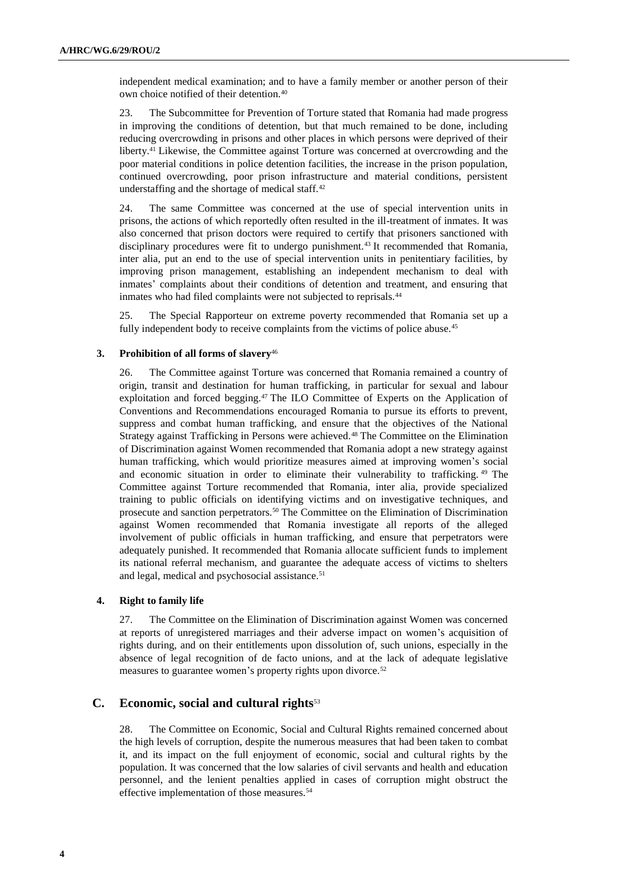independent medical examination; and to have a family member or another person of their own choice notified of their detention.[40]

23. The Subcommittee for Prevention of Torture stated that Romania had made progress in improving the conditions of detention, but that much remained to be done, including reducing overcrowding in prisons and other places in which persons were deprived of their liberty.[41] Likewise, the Committee against Torture was concerned at overcrowding and the poor material conditions in police detention facilities, the increase in the prison population, continued overcrowding, poor prison infrastructure and material conditions, persistent understaffing and the shortage of medical staff.[42]

24. The same Committee was concerned at the use of special intervention units in prisons, the actions of which reportedly often resulted in the ill-treatment of inmates. It was also concerned that prison doctors were required to certify that prisoners sanctioned with disciplinary procedures were fit to undergo punishment.[43] It recommended that Romania, inter alia, put an end to the use of special intervention units in penitentiary facilities, by improving prison management, establishing an independent mechanism to deal with inmates' complaints about their conditions of detention and treatment, and ensuring that inmates who had filed complaints were not subjected to reprisals.[44]

25. The Special Rapporteur on extreme poverty recommended that Romania set up a fully independent body to receive complaints from the victims of police abuse.[45]

### 3. Prohibition of all forms of slavery[46]

26. The Committee against Torture was concerned that Romania remained a country of origin, transit and destination for human trafficking, in particular for sexual and labour exploitation and forced begging.[47] The ILO Committee of Experts on the Application of Conventions and Recommendations encouraged Romania to pursue its efforts to prevent, suppress and combat human trafficking, and ensure that the objectives of the National Strategy against Trafficking in Persons were achieved.[48] The Committee on the Elimination of Discrimination against Women recommended that Romania adopt a new strategy against human trafficking, which would prioritize measures aimed at improving women's social and economic situation in order to eliminate their vulnerability to trafficking.[49] The Committee against Torture recommended that Romania, inter alia, provide specialized training to public officials on identifying victims and on investigative techniques, and prosecute and sanction perpetrators.[50] The Committee on the Elimination of Discrimination against Women recommended that Romania investigate all reports of the alleged involvement of public officials in human trafficking, and ensure that perpetrators were adequately punished. It recommended that Romania allocate sufficient funds to implement its national referral mechanism, and guarantee the adequate access of victims to shelters and legal, medical and psychosocial assistance.[51]

### 4. Right to family life

27. The Committee on the Elimination of Discrimination against Women was concerned at reports of unregistered marriages and their adverse impact on women's acquisition of rights during, and on their entitlements upon dissolution of, such unions, especially in the absence of legal recognition of de facto unions, and at the lack of adequate legislative measures to guarantee women's property rights upon divorce.[52]

## C. Economic, social and cultural rights[53]

28. The Committee on Economic, Social and Cultural Rights remained concerned about the high levels of corruption, despite the numerous measures that had been taken to combat it, and its impact on the full enjoyment of economic, social and cultural rights by the population. It was concerned that the low salaries of civil servants and health and education personnel, and the lenient penalties applied in cases of corruption might obstruct the effective implementation of those measures.[54]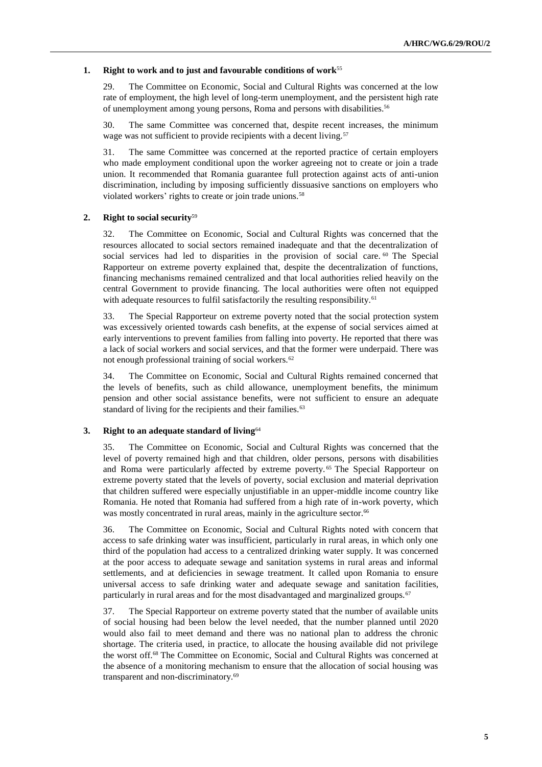### 1. Right to work and to just and favourable conditions of work[55]

29. The Committee on Economic, Social and Cultural Rights was concerned at the low rate of employment, the high level of long-term unemployment, and the persistent high rate of unemployment among young persons, Roma and persons with disabilities.[56]

30. The same Committee was concerned that, despite recent increases, the minimum wage was not sufficient to provide recipients with a decent living.[57]

31. The same Committee was concerned at the reported practice of certain employers who made employment conditional upon the worker agreeing not to create or join a trade union. It recommended that Romania guarantee full protection against acts of anti-union discrimination, including by imposing sufficiently dissuasive sanctions on employers who violated workers' rights to create or join trade unions.[58]

### 2. Right to social security[59]

32. The Committee on Economic, Social and Cultural Rights was concerned that the resources allocated to social sectors remained inadequate and that the decentralization of social services had led to disparities in the provision of social care.[60] The Special Rapporteur on extreme poverty explained that, despite the decentralization of functions, financing mechanisms remained centralized and that local authorities relied heavily on the central Government to provide financing. The local authorities were often not equipped with adequate resources to fulfil satisfactorily the resulting responsibility.[61]

33. The Special Rapporteur on extreme poverty noted that the social protection system was excessively oriented towards cash benefits, at the expense of social services aimed at early interventions to prevent families from falling into poverty. He reported that there was a lack of social workers and social services, and that the former were underpaid. There was not enough professional training of social workers.[62]

34. The Committee on Economic, Social and Cultural Rights remained concerned that the levels of benefits, such as child allowance, unemployment benefits, the minimum pension and other social assistance benefits, were not sufficient to ensure an adequate standard of living for the recipients and their families.[63]

### 3. Right to an adequate standard of living[64]

35. The Committee on Economic, Social and Cultural Rights was concerned that the level of poverty remained high and that children, older persons, persons with disabilities and Roma were particularly affected by extreme poverty.[65] The Special Rapporteur on extreme poverty stated that the levels of poverty, social exclusion and material deprivation that children suffered were especially unjustifiable in an upper-middle income country like Romania. He noted that Romania had suffered from a high rate of in-work poverty, which was mostly concentrated in rural areas, mainly in the agriculture sector.[66]

36. The Committee on Economic, Social and Cultural Rights noted with concern that access to safe drinking water was insufficient, particularly in rural areas, in which only one third of the population had access to a centralized drinking water supply. It was concerned at the poor access to adequate sewage and sanitation systems in rural areas and informal settlements, and at deficiencies in sewage treatment. It called upon Romania to ensure universal access to safe drinking water and adequate sewage and sanitation facilities, particularly in rural areas and for the most disadvantaged and marginalized groups.[67]

37. The Special Rapporteur on extreme poverty stated that the number of available units of social housing had been below the level needed, that the number planned until 2020 would also fail to meet demand and there was no national plan to address the chronic shortage. The criteria used, in practice, to allocate the housing available did not privilege the worst off.[68] The Committee on Economic, Social and Cultural Rights was concerned at the absence of a monitoring mechanism to ensure that the allocation of social housing was transparent and non-discriminatory.[69]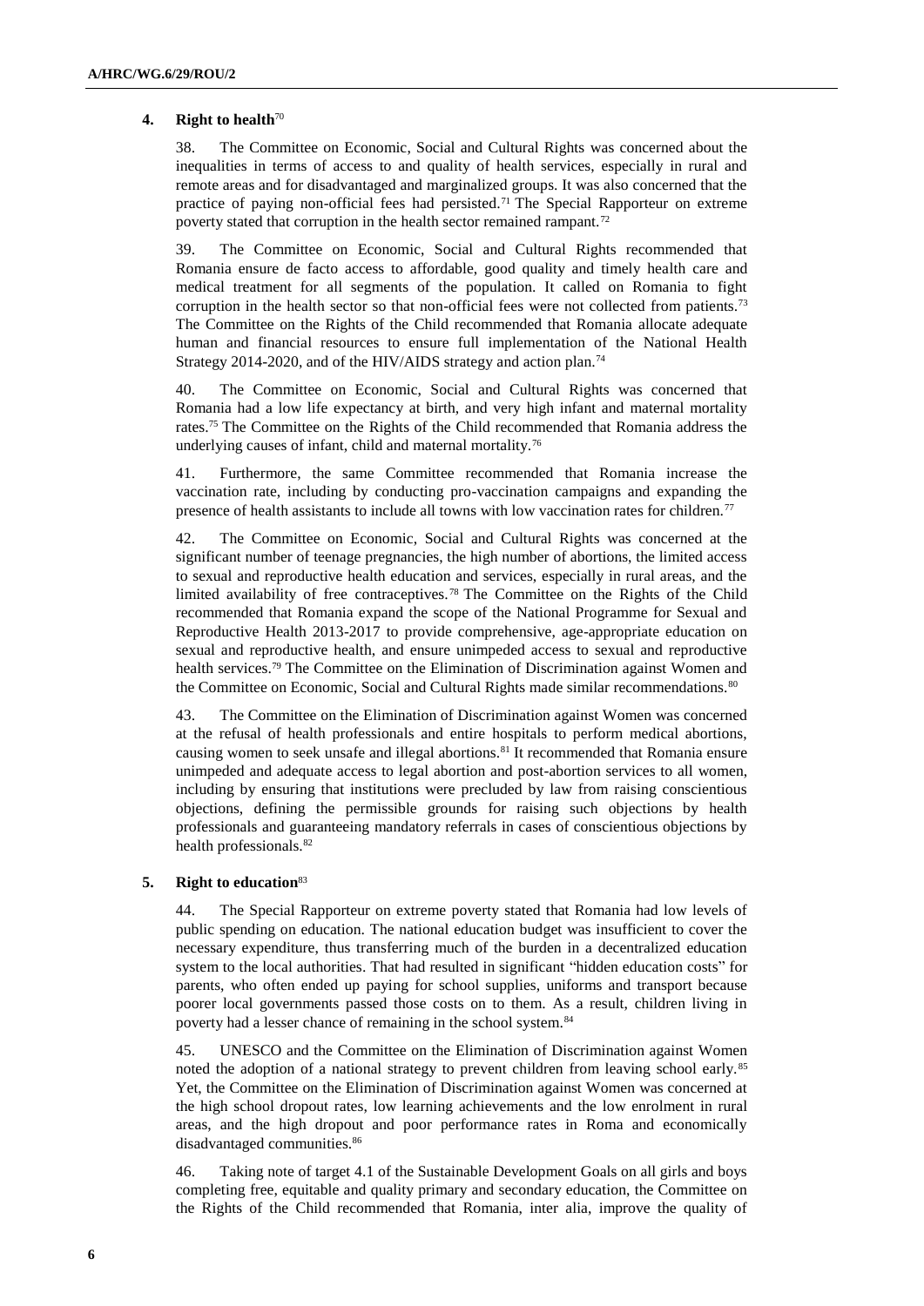### 4. Right to health[70]

38. The Committee on Economic, Social and Cultural Rights was concerned about the inequalities in terms of access to and quality of health services, especially in rural and remote areas and for disadvantaged and marginalized groups. It was also concerned that the practice of paying non-official fees had persisted.[71] The Special Rapporteur on extreme poverty stated that corruption in the health sector remained rampant.[72]

39. The Committee on Economic, Social and Cultural Rights recommended that Romania ensure de facto access to affordable, good quality and timely health care and medical treatment for all segments of the population. It called on Romania to fight corruption in the health sector so that non-official fees were not collected from patients.[73] The Committee on the Rights of the Child recommended that Romania allocate adequate human and financial resources to ensure full implementation of the National Health Strategy 2014-2020, and of the HIV/AIDS strategy and action plan.[74]

40. The Committee on Economic, Social and Cultural Rights was concerned that Romania had a low life expectancy at birth, and very high infant and maternal mortality rates.[75] The Committee on the Rights of the Child recommended that Romania address the underlying causes of infant, child and maternal mortality.[76]

41. Furthermore, the same Committee recommended that Romania increase the vaccination rate, including by conducting pro-vaccination campaigns and expanding the presence of health assistants to include all towns with low vaccination rates for children.[77]

42. The Committee on Economic, Social and Cultural Rights was concerned at the significant number of teenage pregnancies, the high number of abortions, the limited access to sexual and reproductive health education and services, especially in rural areas, and the limited availability of free contraceptives.[78] The Committee on the Rights of the Child recommended that Romania expand the scope of the National Programme for Sexual and Reproductive Health 2013-2017 to provide comprehensive, age-appropriate education on sexual and reproductive health, and ensure unimpeded access to sexual and reproductive health services.[79] The Committee on the Elimination of Discrimination against Women and the Committee on Economic, Social and Cultural Rights made similar recommendations.[80]

43. The Committee on the Elimination of Discrimination against Women was concerned at the refusal of health professionals and entire hospitals to perform medical abortions, causing women to seek unsafe and illegal abortions.[81] It recommended that Romania ensure unimpeded and adequate access to legal abortion and post-abortion services to all women, including by ensuring that institutions were precluded by law from raising conscientious objections, defining the permissible grounds for raising such objections by health professionals and guaranteeing mandatory referrals in cases of conscientious objections by health professionals.[82]

### 5. Right to education[83]

44. The Special Rapporteur on extreme poverty stated that Romania had low levels of public spending on education. The national education budget was insufficient to cover the necessary expenditure, thus transferring much of the burden in a decentralized education system to the local authorities. That had resulted in significant "hidden education costs" for parents, who often ended up paying for school supplies, uniforms and transport because poorer local governments passed those costs on to them. As a result, children living in poverty had a lesser chance of remaining in the school system.[84]

45. UNESCO and the Committee on the Elimination of Discrimination against Women noted the adoption of a national strategy to prevent children from leaving school early.[85] Yet, the Committee on the Elimination of Discrimination against Women was concerned at the high school dropout rates, low learning achievements and the low enrolment in rural areas, and the high dropout and poor performance rates in Roma and economically disadvantaged communities.[86]

46. Taking note of target 4.1 of the Sustainable Development Goals on all girls and boys completing free, equitable and quality primary and secondary education, the Committee on the Rights of the Child recommended that Romania, inter alia, improve the quality of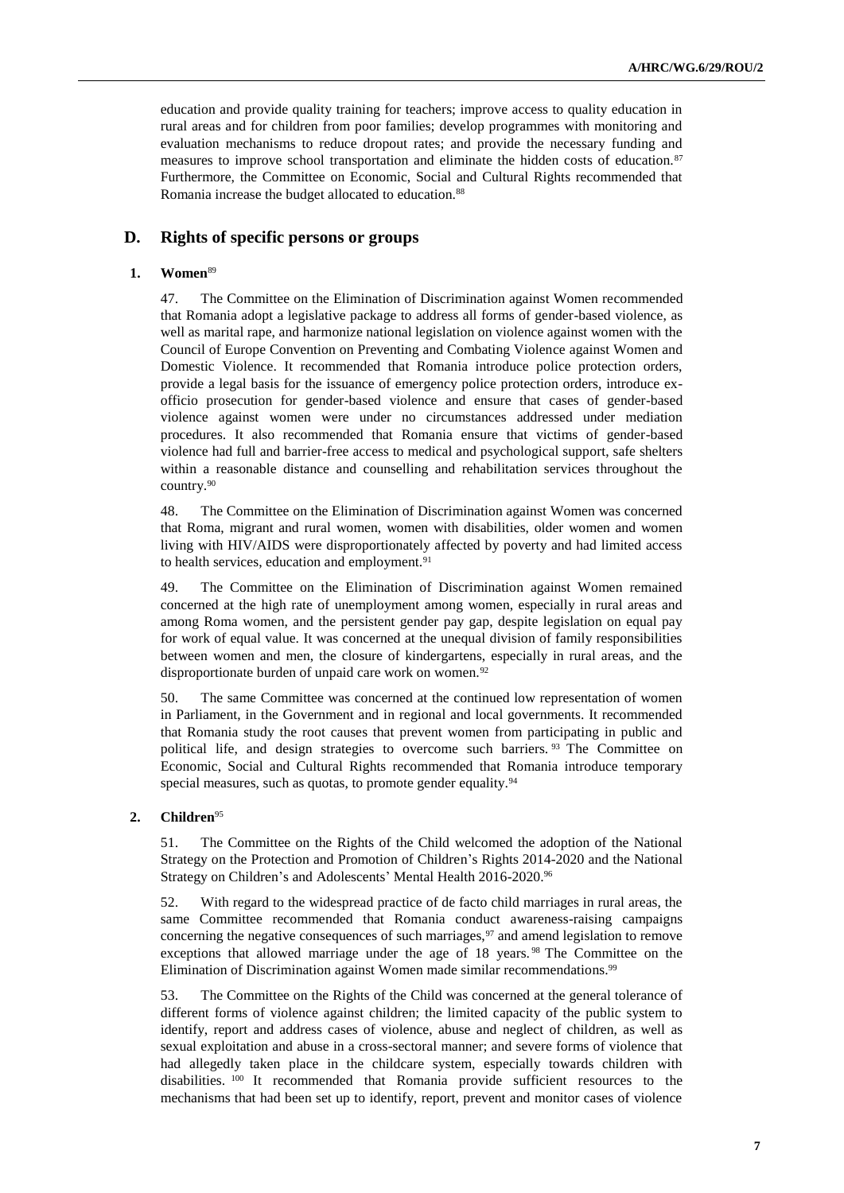education and provide quality training for teachers; improve access to quality education in rural areas and for children from poor families; develop programmes with monitoring and evaluation mechanisms to reduce dropout rates; and provide the necessary funding and measures to improve school transportation and eliminate the hidden costs of education.[87] Furthermore, the Committee on Economic, Social and Cultural Rights recommended that Romania increase the budget allocated to education.[88]

## D. Rights of specific persons or groups

### 1. Women[89]

47. The Committee on the Elimination of Discrimination against Women recommended that Romania adopt a legislative package to address all forms of gender-based violence, as well as marital rape, and harmonize national legislation on violence against women with the Council of Europe Convention on Preventing and Combating Violence against Women and Domestic Violence. It recommended that Romania introduce police protection orders, provide a legal basis for the issuance of emergency police protection orders, introduce ex-officio prosecution for gender-based violence and ensure that cases of gender-based violence against women were under no circumstances addressed under mediation procedures. It also recommended that Romania ensure that victims of gender-based violence had full and barrier-free access to medical and psychological support, safe shelters within a reasonable distance and counselling and rehabilitation services throughout the country.[90]

48. The Committee on the Elimination of Discrimination against Women was concerned that Roma, migrant and rural women, women with disabilities, older women and women living with HIV/AIDS were disproportionately affected by poverty and had limited access to health services, education and employment.[91]

49. The Committee on the Elimination of Discrimination against Women remained concerned at the high rate of unemployment among women, especially in rural areas and among Roma women, and the persistent gender pay gap, despite legislation on equal pay for work of equal value. It was concerned at the unequal division of family responsibilities between women and men, the closure of kindergartens, especially in rural areas, and the disproportionate burden of unpaid care work on women.[92]

50. The same Committee was concerned at the continued low representation of women in Parliament, in the Government and in regional and local governments. It recommended that Romania study the root causes that prevent women from participating in public and political life, and design strategies to overcome such barriers.[93] The Committee on Economic, Social and Cultural Rights recommended that Romania introduce temporary special measures, such as quotas, to promote gender equality.[94]

### 2. Children[95]

51. The Committee on the Rights of the Child welcomed the adoption of the National Strategy on the Protection and Promotion of Children's Rights 2014-2020 and the National Strategy on Children's and Adolescents' Mental Health 2016-2020.[96]

52. With regard to the widespread practice of de facto child marriages in rural areas, the same Committee recommended that Romania conduct awareness-raising campaigns concerning the negative consequences of such marriages,[97] and amend legislation to remove exceptions that allowed marriage under the age of 18 years.[98] The Committee on the Elimination of Discrimination against Women made similar recommendations.[99]

53. The Committee on the Rights of the Child was concerned at the general tolerance of different forms of violence against children; the limited capacity of the public system to identify, report and address cases of violence, abuse and neglect of children, as well as sexual exploitation and abuse in a cross-sectoral manner; and severe forms of violence that had allegedly taken place in the childcare system, especially towards children with disabilities.[100] It recommended that Romania provide sufficient resources to the mechanisms that had been set up to identify, report, prevent and monitor cases of violence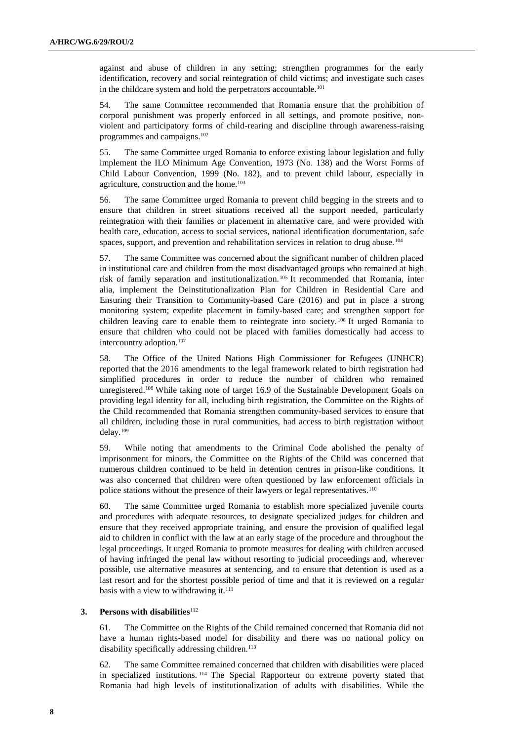against and abuse of children in any setting; strengthen programmes for the early identification, recovery and social reintegration of child victims; and investigate such cases in the childcare system and hold the perpetrators accountable.[101]

54. The same Committee recommended that Romania ensure that the prohibition of corporal punishment was properly enforced in all settings, and promote positive, non-violent and participatory forms of child-rearing and discipline through awareness-raising programmes and campaigns.[102]

55. The same Committee urged Romania to enforce existing labour legislation and fully implement the ILO Minimum Age Convention, 1973 (No. 138) and the Worst Forms of Child Labour Convention, 1999 (No. 182), and to prevent child labour, especially in agriculture, construction and the home.[103]

56. The same Committee urged Romania to prevent child begging in the streets and to ensure that children in street situations received all the support needed, particularly reintegration with their families or placement in alternative care, and were provided with health care, education, access to social services, national identification documentation, safe spaces, support, and prevention and rehabilitation services in relation to drug abuse.[104]

57. The same Committee was concerned about the significant number of children placed in institutional care and children from the most disadvantaged groups who remained at high risk of family separation and institutionalization.[105] It recommended that Romania, inter alia, implement the Deinstitutionalization Plan for Children in Residential Care and Ensuring their Transition to Community-based Care (2016) and put in place a strong monitoring system; expedite placement in family-based care; and strengthen support for children leaving care to enable them to reintegrate into society.[106] It urged Romania to ensure that children who could not be placed with families domestically had access to intercountry adoption.[107]

58. The Office of the United Nations High Commissioner for Refugees (UNHCR) reported that the 2016 amendments to the legal framework related to birth registration had simplified procedures in order to reduce the number of children who remained unregistered.[108] While taking note of target 16.9 of the Sustainable Development Goals on providing legal identity for all, including birth registration, the Committee on the Rights of the Child recommended that Romania strengthen community-based services to ensure that all children, including those in rural communities, had access to birth registration without delay.[109]

59. While noting that amendments to the Criminal Code abolished the penalty of imprisonment for minors, the Committee on the Rights of the Child was concerned that numerous children continued to be held in detention centres in prison-like conditions. It was also concerned that children were often questioned by law enforcement officials in police stations without the presence of their lawyers or legal representatives.[110]

60. The same Committee urged Romania to establish more specialized juvenile courts and procedures with adequate resources, to designate specialized judges for children and ensure that they received appropriate training, and ensure the provision of qualified legal aid to children in conflict with the law at an early stage of the procedure and throughout the legal proceedings. It urged Romania to promote measures for dealing with children accused of having infringed the penal law without resorting to judicial proceedings and, wherever possible, use alternative measures at sentencing, and to ensure that detention is used as a last resort and for the shortest possible period of time and that it is reviewed on a regular basis with a view to withdrawing it.[111]

### 3. Persons with disabilities[112]

61. The Committee on the Rights of the Child remained concerned that Romania did not have a human rights-based model for disability and there was no national policy on disability specifically addressing children.[113]

62. The same Committee remained concerned that children with disabilities were placed in specialized institutions.[114] The Special Rapporteur on extreme poverty stated that Romania had high levels of institutionalization of adults with disabilities. While the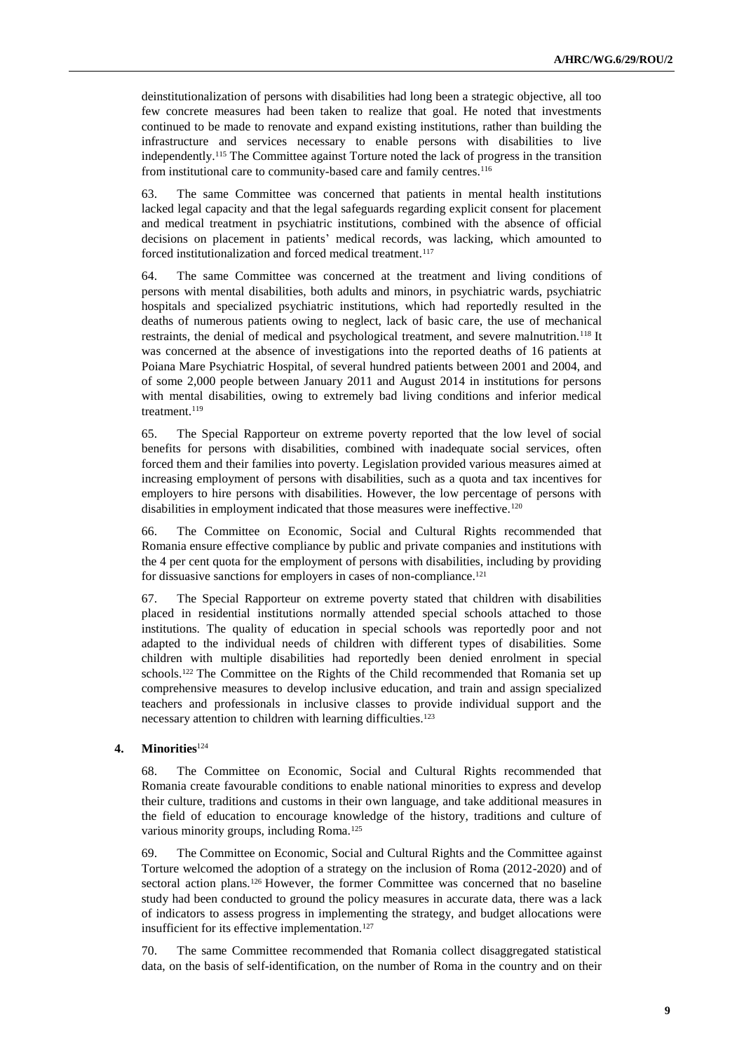deinstitutionalization of persons with disabilities had long been a strategic objective, all too few concrete measures had been taken to realize that goal. He noted that investments continued to be made to renovate and expand existing institutions, rather than building the infrastructure and services necessary to enable persons with disabilities to live independently.[115] The Committee against Torture noted the lack of progress in the transition from institutional care to community-based care and family centres.[116]

63. The same Committee was concerned that patients in mental health institutions lacked legal capacity and that the legal safeguards regarding explicit consent for placement and medical treatment in psychiatric institutions, combined with the absence of official decisions on placement in patients' medical records, was lacking, which amounted to forced institutionalization and forced medical treatment.[117]

64. The same Committee was concerned at the treatment and living conditions of persons with mental disabilities, both adults and minors, in psychiatric wards, psychiatric hospitals and specialized psychiatric institutions, which had reportedly resulted in the deaths of numerous patients owing to neglect, lack of basic care, the use of mechanical restraints, the denial of medical and psychological treatment, and severe malnutrition.[118] It was concerned at the absence of investigations into the reported deaths of 16 patients at Poiana Mare Psychiatric Hospital, of several hundred patients between 2001 and 2004, and of some 2,000 people between January 2011 and August 2014 in institutions for persons with mental disabilities, owing to extremely bad living conditions and inferior medical treatment.[119]

65. The Special Rapporteur on extreme poverty reported that the low level of social benefits for persons with disabilities, combined with inadequate social services, often forced them and their families into poverty. Legislation provided various measures aimed at increasing employment of persons with disabilities, such as a quota and tax incentives for employers to hire persons with disabilities. However, the low percentage of persons with disabilities in employment indicated that those measures were ineffective.[120]

66. The Committee on Economic, Social and Cultural Rights recommended that Romania ensure effective compliance by public and private companies and institutions with the 4 per cent quota for the employment of persons with disabilities, including by providing for dissuasive sanctions for employers in cases of non-compliance.[121]

67. The Special Rapporteur on extreme poverty stated that children with disabilities placed in residential institutions normally attended special schools attached to those institutions. The quality of education in special schools was reportedly poor and not adapted to the individual needs of children with different types of disabilities. Some children with multiple disabilities had reportedly been denied enrolment in special schools.[122] The Committee on the Rights of the Child recommended that Romania set up comprehensive measures to develop inclusive education, and train and assign specialized teachers and professionals in inclusive classes to provide individual support and the necessary attention to children with learning difficulties.[123]

### 4. Minorities[124]

68. The Committee on Economic, Social and Cultural Rights recommended that Romania create favourable conditions to enable national minorities to express and develop their culture, traditions and customs in their own language, and take additional measures in the field of education to encourage knowledge of the history, traditions and culture of various minority groups, including Roma.[125]

69. The Committee on Economic, Social and Cultural Rights and the Committee against Torture welcomed the adoption of a strategy on the inclusion of Roma (2012-2020) and of sectoral action plans.[126] However, the former Committee was concerned that no baseline study had been conducted to ground the policy measures in accurate data, there was a lack of indicators to assess progress in implementing the strategy, and budget allocations were insufficient for its effective implementation.[127]

70. The same Committee recommended that Romania collect disaggregated statistical data, on the basis of self-identification, on the number of Roma in the country and on their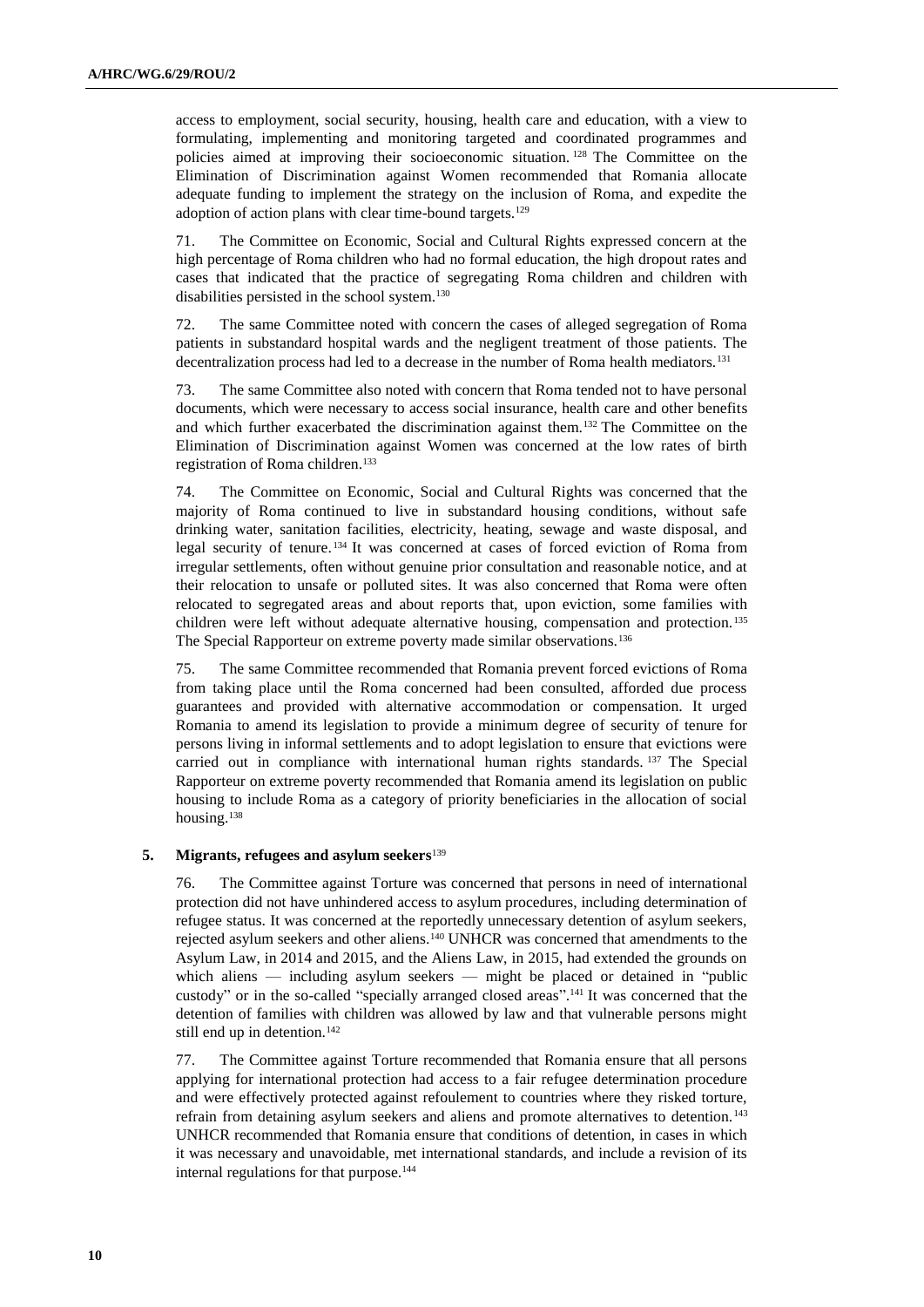access to employment, social security, housing, health care and education, with a view to formulating, implementing and monitoring targeted and coordinated programmes and policies aimed at improving their socioeconomic situation.[128] The Committee on the Elimination of Discrimination against Women recommended that Romania allocate adequate funding to implement the strategy on the inclusion of Roma, and expedite the adoption of action plans with clear time-bound targets.[129]

71. The Committee on Economic, Social and Cultural Rights expressed concern at the high percentage of Roma children who had no formal education, the high dropout rates and cases that indicated that the practice of segregating Roma children and children with disabilities persisted in the school system.[130]

72. The same Committee noted with concern the cases of alleged segregation of Roma patients in substandard hospital wards and the negligent treatment of those patients. The decentralization process had led to a decrease in the number of Roma health mediators.[131]

73. The same Committee also noted with concern that Roma tended not to have personal documents, which were necessary to access social insurance, health care and other benefits and which further exacerbated the discrimination against them.[132] The Committee on the Elimination of Discrimination against Women was concerned at the low rates of birth registration of Roma children.[133]

74. The Committee on Economic, Social and Cultural Rights was concerned that the majority of Roma continued to live in substandard housing conditions, without safe drinking water, sanitation facilities, electricity, heating, sewage and waste disposal, and legal security of tenure.[134] It was concerned at cases of forced eviction of Roma from irregular settlements, often without genuine prior consultation and reasonable notice, and at their relocation to unsafe or polluted sites. It was also concerned that Roma were often relocated to segregated areas and about reports that, upon eviction, some families with children were left without adequate alternative housing, compensation and protection.[135] The Special Rapporteur on extreme poverty made similar observations.[136]

75. The same Committee recommended that Romania prevent forced evictions of Roma from taking place until the Roma concerned had been consulted, afforded due process guarantees and provided with alternative accommodation or compensation. It urged Romania to amend its legislation to provide a minimum degree of security of tenure for persons living in informal settlements and to adopt legislation to ensure that evictions were carried out in compliance with international human rights standards.[137] The Special Rapporteur on extreme poverty recommended that Romania amend its legislation on public housing to include Roma as a category of priority beneficiaries in the allocation of social housing.[138]

### 5. Migrants, refugees and asylum seekers[139]

76. The Committee against Torture was concerned that persons in need of international protection did not have unhindered access to asylum procedures, including determination of refugee status. It was concerned at the reportedly unnecessary detention of asylum seekers, rejected asylum seekers and other aliens.[140] UNHCR was concerned that amendments to the Asylum Law, in 2014 and 2015, and the Aliens Law, in 2015, had extended the grounds on which aliens — including asylum seekers — might be placed or detained in "public custody" or in the so-called "specially arranged closed areas".[141] It was concerned that the detention of families with children was allowed by law and that vulnerable persons might still end up in detention.[142]

77. The Committee against Torture recommended that Romania ensure that all persons applying for international protection had access to a fair refugee determination procedure and were effectively protected against refoulement to countries where they risked torture, refrain from detaining asylum seekers and aliens and promote alternatives to detention.[143] UNHCR recommended that Romania ensure that conditions of detention, in cases in which it was necessary and unavoidable, met international standards, and include a revision of its internal regulations for that purpose.[144]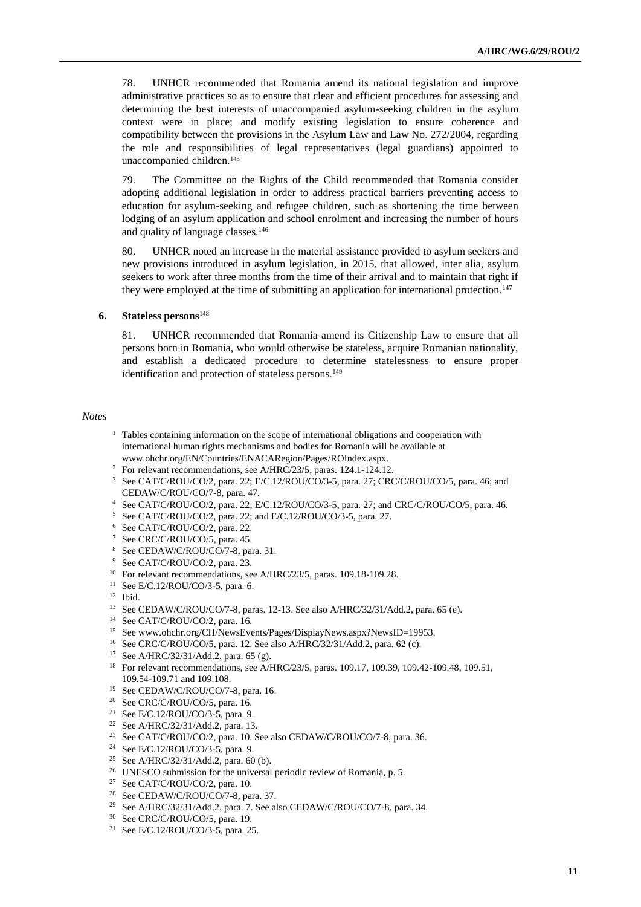78. UNHCR recommended that Romania amend its national legislation and improve administrative practices so as to ensure that clear and efficient procedures for assessing and determining the best interests of unaccompanied asylum-seeking children in the asylum context were in place; and modify existing legislation to ensure coherence and compatibility between the provisions in the Asylum Law and Law No. 272/2004, regarding the role and responsibilities of legal representatives (legal guardians) appointed to unaccompanied children.[145]

79. The Committee on the Rights of the Child recommended that Romania consider adopting additional legislation in order to address practical barriers preventing access to education for asylum-seeking and refugee children, such as shortening the time between lodging of an asylum application and school enrolment and increasing the number of hours and quality of language classes.[146]

80. UNHCR noted an increase in the material assistance provided to asylum seekers and new provisions introduced in asylum legislation, in 2015, that allowed, inter alia, asylum seekers to work after three months from the time of their arrival and to maintain that right if they were employed at the time of submitting an application for international protection.[147]

### 6. Stateless persons[148]

81. UNHCR recommended that Romania amend its Citizenship Law to ensure that all persons born in Romania, who would otherwise be stateless, acquire Romanian nationality, and establish a dedicated procedure to determine statelessness to ensure proper identification and protection of stateless persons.[149]

*Notes*

1 Tables containing information on the scope of international obligations and cooperation with international human rights mechanisms and bodies for Romania will be available at www.ohchr.org/EN/Countries/ENACARegion/Pages/ROIndex.aspx.
2 For relevant recommendations, see A/HRC/23/5, paras. 124.1-124.12.
3 See CAT/C/ROU/CO/2, para. 22; E/C.12/ROU/CO/3-5, para. 27; CRC/C/ROU/CO/5, para. 46; and CEDAW/C/ROU/CO/7-8, para. 47.
4 See CAT/C/ROU/CO/2, para. 22; E/C.12/ROU/CO/3-5, para. 27; and CRC/C/ROU/CO/5, para. 46.
5 See CAT/C/ROU/CO/2, para. 22; and E/C.12/ROU/CO/3-5, para. 27.
6 See CAT/C/ROU/CO/2, para. 22.
7 See CRC/C/ROU/CO/5, para. 45.
8 See CEDAW/C/ROU/CO/7-8, para. 31.
9 See CAT/C/ROU/CO/2, para. 23.
10 For relevant recommendations, see A/HRC/23/5, paras. 109.18-109.28.
11 See E/C.12/ROU/CO/3-5, para. 6.
12 Ibid.
13 See CEDAW/C/ROU/CO/7-8, paras. 12-13. See also A/HRC/32/31/Add.2, para. 65 (e).
14 See CAT/C/ROU/CO/2, para. 16.
15 See www.ohchr.org/CH/NewsEvents/Pages/DisplayNews.aspx?NewsID=19953.
16 See CRC/C/ROU/CO/5, para. 12. See also A/HRC/32/31/Add.2, para. 62 (c).
17 See A/HRC/32/31/Add.2, para. 65 (g).
18 For relevant recommendations, see A/HRC/23/5, paras. 109.17, 109.39, 109.42-109.48, 109.51, 109.54-109.71 and 109.108.
19 See CEDAW/C/ROU/CO/7-8, para. 16.
20 See CRC/C/ROU/CO/5, para. 16.
21 See E/C.12/ROU/CO/3-5, para. 9.
22 See A/HRC/32/31/Add.2, para. 13.
23 See CAT/C/ROU/CO/2, para. 10. See also CEDAW/C/ROU/CO/7-8, para. 36.
24 See E/C.12/ROU/CO/3-5, para. 9.
25 See A/HRC/32/31/Add.2, para. 60 (b).
26 UNESCO submission for the universal periodic review of Romania, p. 5.
27 See CAT/C/ROU/CO/2, para. 10.
28 See CEDAW/C/ROU/CO/7-8, para. 37.
29 See A/HRC/32/31/Add.2, para. 7. See also CEDAW/C/ROU/CO/7-8, para. 34.
30 See CRC/C/ROU/CO/5, para. 19.
31 See E/C.12/ROU/CO/3-5, para. 25.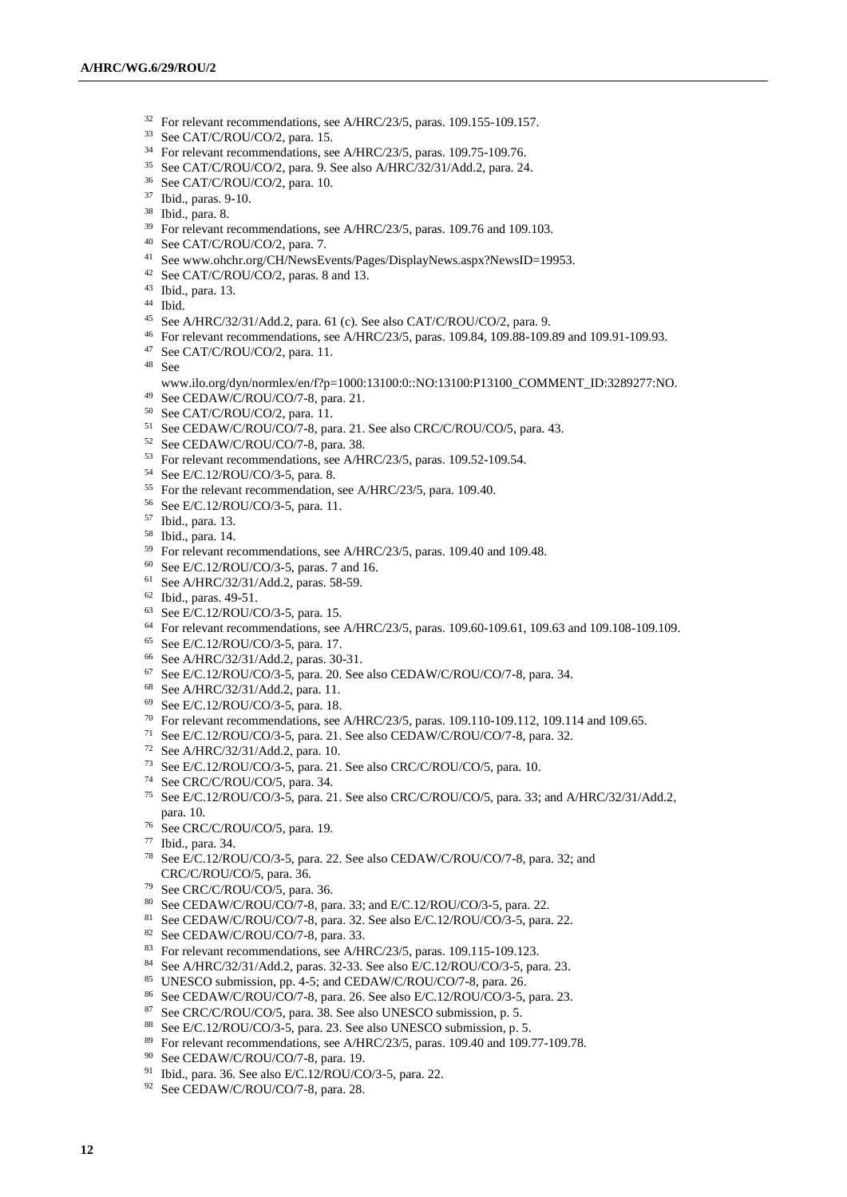[32] For relevant recommendations, see A/HRC/23/5, paras. 109.155-109.157.

[33] See CAT/C/ROU/CO/2, para. 15.

[34] For relevant recommendations, see A/HRC/23/5, paras. 109.75-109.76.

[35] See CAT/C/ROU/CO/2, para. 9. See also A/HRC/32/31/Add.2, para. 24.

[36] See CAT/C/ROU/CO/2, para. 10.

[37] Ibid., paras. 9-10.

[38] Ibid., para. 8.

[39] For relevant recommendations, see A/HRC/23/5, paras. 109.76 and 109.103.

[40] See CAT/C/ROU/CO/2, para. 7.

[41] See www.ohchr.org/CH/NewsEvents/Pages/DisplayNews.aspx?NewsID=19953.

[42] See CAT/C/ROU/CO/2, paras. 8 and 13.

[43] Ibid., para. 13.

[44] Ibid.

[45] See A/HRC/32/31/Add.2, para. 61 (c). See also CAT/C/ROU/CO/2, para. 9.

[46] For relevant recommendations, see A/HRC/23/5, paras. 109.84, 109.88-109.89 and 109.91-109.93.

[47] See CAT/C/ROU/CO/2, para. 11.

[48] See www.ilo.org/dyn/normlex/en/f?p=1000:13100:0::NO:13100:P13100_COMMENT_ID:3289277:NO.

[49] See CEDAW/C/ROU/CO/7-8, para. 21.

[50] See CAT/C/ROU/CO/2, para. 11.

[51] See CEDAW/C/ROU/CO/7-8, para. 21. See also CRC/C/ROU/CO/5, para. 43.

[52] See CEDAW/C/ROU/CO/7-8, para. 38.

[53] For relevant recommendations, see A/HRC/23/5, paras. 109.52-109.54.

[54] See E/C.12/ROU/CO/3-5, para. 8.

[55] For the relevant recommendation, see A/HRC/23/5, para. 109.40.

[56] See E/C.12/ROU/CO/3-5, para. 11.

[57] Ibid., para. 13.

[58] Ibid., para. 14.

[59] For relevant recommendations, see A/HRC/23/5, paras. 109.40 and 109.48.

[60] See E/C.12/ROU/CO/3-5, paras. 7 and 16.

[61] See A/HRC/32/31/Add.2, paras. 58-59.

[62] Ibid., paras. 49-51.

[63] See E/C.12/ROU/CO/3-5, para. 15.

[64] For relevant recommendations, see A/HRC/23/5, paras. 109.60-109.61, 109.63 and 109.108-109.109.

[65] See E/C.12/ROU/CO/3-5, para. 17.

[66] See A/HRC/32/31/Add.2, paras. 30-31.

[67] See E/C.12/ROU/CO/3-5, para. 20. See also CEDAW/C/ROU/CO/7-8, para. 34.

[68] See A/HRC/32/31/Add.2, para. 11.

[69] See E/C.12/ROU/CO/3-5, para. 18.

[70] For relevant recommendations, see A/HRC/23/5, paras. 109.110-109.112, 109.114 and 109.65.

[71] See E/C.12/ROU/CO/3-5, para. 21. See also CEDAW/C/ROU/CO/7-8, para. 32.

[72] See A/HRC/32/31/Add.2, para. 10.

[73] See E/C.12/ROU/CO/3-5, para. 21. See also CRC/C/ROU/CO/5, para. 10.

[74] See CRC/C/ROU/CO/5, para. 34.

[75] See E/C.12/ROU/CO/3-5, para. 21. See also CRC/C/ROU/CO/5, para. 33; and A/HRC/32/31/Add.2, para. 10.

[76] See CRC/C/ROU/CO/5, para. 19.

[77] Ibid., para. 34.

[78] See E/C.12/ROU/CO/3-5, para. 22. See also CEDAW/C/ROU/CO/7-8, para. 32; and CRC/C/ROU/CO/5, para. 36.

[79] See CRC/C/ROU/CO/5, para. 36.

[80] See CEDAW/C/ROU/CO/7-8, para. 33; and E/C.12/ROU/CO/3-5, para. 22.

[81] See CEDAW/C/ROU/CO/7-8, para. 32. See also E/C.12/ROU/CO/3-5, para. 22.

[82] See CEDAW/C/ROU/CO/7-8, para. 33.

[83] For relevant recommendations, see A/HRC/23/5, paras. 109.115-109.123.

[84] See A/HRC/32/31/Add.2, paras. 32-33. See also E/C.12/ROU/CO/3-5, para. 23.

[85] UNESCO submission, pp. 4-5; and CEDAW/C/ROU/CO/7-8, para. 26.

[86] See CEDAW/C/ROU/CO/7-8, para. 26. See also E/C.12/ROU/CO/3-5, para. 23.

[87] See CRC/C/ROU/CO/5, para. 38. See also UNESCO submission, p. 5.

[88] See E/C.12/ROU/CO/3-5, para. 23. See also UNESCO submission, p. 5.

[89] For relevant recommendations, see A/HRC/23/5, paras. 109.40 and 109.77-109.78.

[90] See CEDAW/C/ROU/CO/7-8, para. 19.

[91] Ibid., para. 36. See also E/C.12/ROU/CO/3-5, para. 22.

[92] See CEDAW/C/ROU/CO/7-8, para. 28.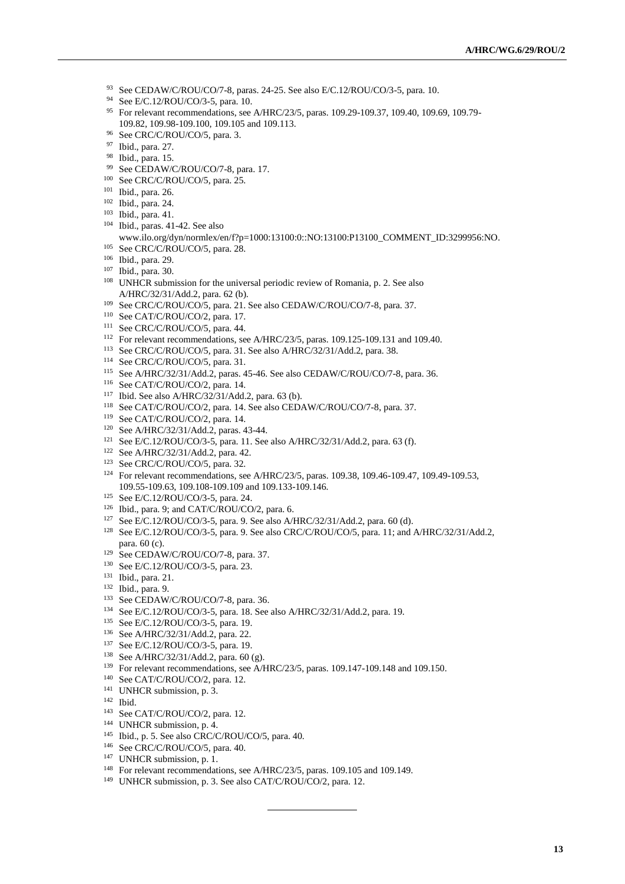[93] See CEDAW/C/ROU/CO/7-8, paras. 24-25. See also E/C.12/ROU/CO/3-5, para. 10.
[94] See E/C.12/ROU/CO/3-5, para. 10.
[95] For relevant recommendations, see A/HRC/23/5, paras. 109.29-109.37, 109.40, 109.69, 109.79-109.82, 109.98-109.100, 109.105 and 109.113.
[96] See CRC/C/ROU/CO/5, para. 3.
[97] Ibid., para. 27.
[98] Ibid., para. 15.
[99] See CEDAW/C/ROU/CO/7-8, para. 17.
[100] See CRC/C/ROU/CO/5, para. 25.
[101] Ibid., para. 26.
[102] Ibid., para. 24.
[103] Ibid., para. 41.
[104] Ibid., paras. 41-42. See also www.ilo.org/dyn/normlex/en/f?p=1000:13100:0::NO:13100:P13100_COMMENT_ID:3299956:NO.
[105] See CRC/C/ROU/CO/5, para. 28.
[106] Ibid., para. 29.
[107] Ibid., para. 30.
[108] UNHCR submission for the universal periodic review of Romania, p. 2. See also A/HRC/32/31/Add.2, para. 62 (b).
[109] See CRC/C/ROU/CO/5, para. 21. See also CEDAW/C/ROU/CO/7-8, para. 37.
[110] See CAT/C/ROU/CO/2, para. 17.
[111] See CRC/C/ROU/CO/5, para. 44.
[112] For relevant recommendations, see A/HRC/23/5, paras. 109.125-109.131 and 109.40.
[113] See CRC/C/ROU/CO/5, para. 31. See also A/HRC/32/31/Add.2, para. 38.
[114] See CRC/C/ROU/CO/5, para. 31.
[115] See A/HRC/32/31/Add.2, paras. 45-46. See also CEDAW/C/ROU/CO/7-8, para. 36.
[116] See CAT/C/ROU/CO/2, para. 14.
[117] Ibid. See also A/HRC/32/31/Add.2, para. 63 (b).
[118] See CAT/C/ROU/CO/2, para. 14. See also CEDAW/C/ROU/CO/7-8, para. 37.
[119] See CAT/C/ROU/CO/2, para. 14.
[120] See A/HRC/32/31/Add.2, paras. 43-44.
[121] See E/C.12/ROU/CO/3-5, para. 11. See also A/HRC/32/31/Add.2, para. 63 (f).
[122] See A/HRC/32/31/Add.2, para. 42.
[123] See CRC/C/ROU/CO/5, para. 32.
[124] For relevant recommendations, see A/HRC/23/5, paras. 109.38, 109.46-109.47, 109.49-109.53, 109.55-109.63, 109.108-109.109 and 109.133-109.146.
[125] See E/C.12/ROU/CO/3-5, para. 24.
[126] Ibid., para. 9; and CAT/C/ROU/CO/2, para. 6.
[127] See E/C.12/ROU/CO/3-5, para. 9. See also A/HRC/32/31/Add.2, para. 60 (d).
[128] See E/C.12/ROU/CO/3-5, para. 9. See also CRC/C/ROU/CO/5, para. 11; and A/HRC/32/31/Add.2, para. 60 (c).
[129] See CEDAW/C/ROU/CO/7-8, para. 37.
[130] See E/C.12/ROU/CO/3-5, para. 23.
[131] Ibid., para. 21.
[132] Ibid., para. 9.
[133] See CEDAW/C/ROU/CO/7-8, para. 36.
[134] See E/C.12/ROU/CO/3-5, para. 18. See also A/HRC/32/31/Add.2, para. 19.
[135] See E/C.12/ROU/CO/3-5, para. 19.
[136] See A/HRC/32/31/Add.2, para. 22.
[137] See E/C.12/ROU/CO/3-5, para. 19.
[138] See A/HRC/32/31/Add.2, para. 60 (g).
[139] For relevant recommendations, see A/HRC/23/5, paras. 109.147-109.148 and 109.150.
[140] See CAT/C/ROU/CO/2, para. 12.
[141] UNHCR submission, p. 3.
[142] Ibid.
[143] See CAT/C/ROU/CO/2, para. 12.
[144] UNHCR submission, p. 4.
[145] Ibid., p. 5. See also CRC/C/ROU/CO/5, para. 40.
[146] See CRC/C/ROU/CO/5, para. 40.
[147] UNHCR submission, p. 1.
[148] For relevant recommendations, see A/HRC/23/5, paras. 109.105 and 109.149.
[149] UNHCR submission, p. 3. See also CAT/C/ROU/CO/2, para. 12.